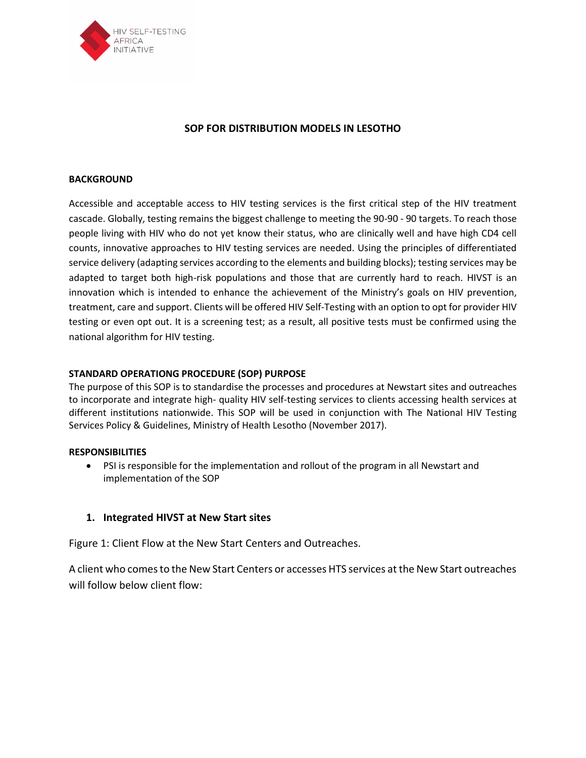HIV SELF-TESTING AFRICA INITIATIVE

# SOP FOR DISTRIBUTION MODELS IN LESOTHO

## BACKGROUND

Accessible and acceptable access to HIV testing services is the first critical step of the HIV treatment cascade. Globally, testing remains the biggest challenge to meeting the 90-90 - 90 targets. To reach those people living with HIV who do not yet know their status, who are clinically well and have high CD4 cell counts, innovative approaches to HIV testing services are needed. Using the principles of differentiated service delivery (adapting services according to the elements and building blocks); testing services may be adapted to target both high-risk populations and those that are currently hard to reach. HIVST is an innovation which is intended to enhance the achievement of the Ministry's goals on HIV prevention, treatment, care and support. Clients will be offered HIV Self-Testing with an option to opt for provider HIV testing or even opt out. It is a screening test; as a result, all positive tests must be confirmed using the national algorithm for HIV testing.

## STANDARD OPERATIONG PROCEDURE (SOP) PURPOSE

The purpose of this SOP is to standardise the processes and procedures at Newstart sites and outreaches to incorporate and integrate high- quality HIV self-testing services to clients accessing health services at different institutions nationwide. This SOP will be used in conjunction with The National HIV Testing Services Policy & Guidelines, Ministry of Health Lesotho (November 2017).

## RESPONSIBILITIES

- PSI is responsible for the implementation and rollout of the program in all Newstart and implementation of the SOP

### 1. Integrated HIVST at New Start sites

Figure 1: Client Flow at the New Start Centers and Outreaches.

A client who comes to the New Start Centers or accesses HTS services at the New Start outreaches will follow below client flow: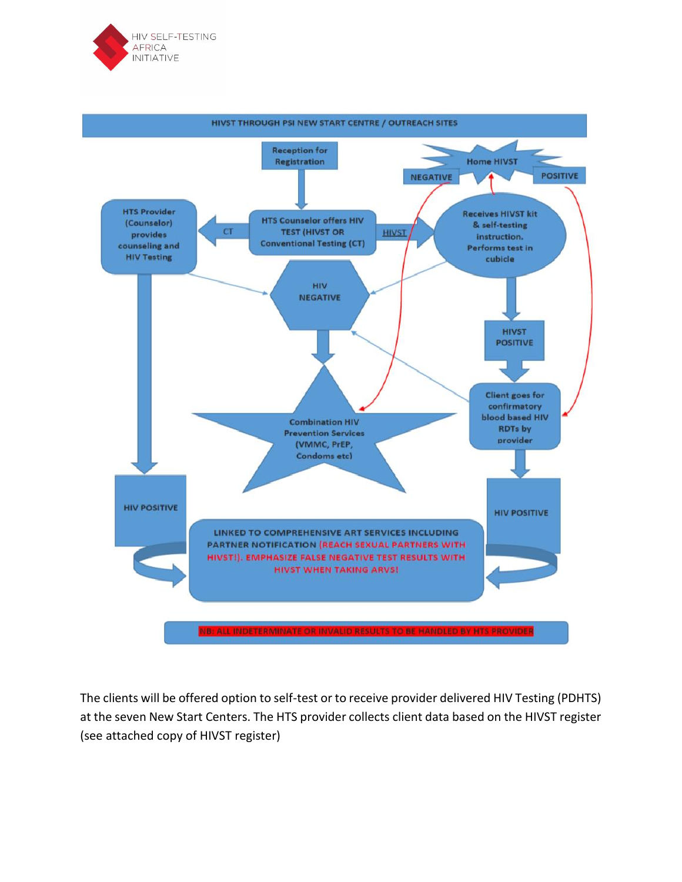HIV SELF-TESTING AFRICA INITIATIVE

**HIVST THROUGH PSI NEW START CENTRE / OUTREACH SITES**

- Reception for Registration
- HTS Counselor offers HIV TEST (HIVST OR Conventional Testing (CT)
- CT → HTS Provider (Counselor) provides counseling and HIV Testing
- HIVST → Receives HIVST kit & self-testing instruction. Performs test in cubicle
- Home HIVST: NEGATIVE / POSITIVE
- HIV NEGATIVE
- HIVST POSITIVE
- Client goes for confirmatory blood based HIV RDTs by provider
- Combination HIV Prevention Services (VMMC, PrEP, Condoms etc)
- HIV POSITIVE
- HIV POSITIVE
- LINKED TO COMPREHENSIVE ART SERVICES INCLUDING PARTNER NOTIFICATION (REACH SEXUAL PARTNERS WITH HIVST!). EMPHASIZE FALSE NEGATIVE TEST RESULTS WITH HIVST WHEN TAKING ARVS!

NB: ALL INDETERMINATE OR INVALID RESULTS TO BE HANDLED BY HTS PROVIDER

The clients will be offered option to self-test or to receive provider delivered HIV Testing (PDHTS) at the seven New Start Centers. The HTS provider collects client data based on the HIVST register (see attached copy of HIVST register)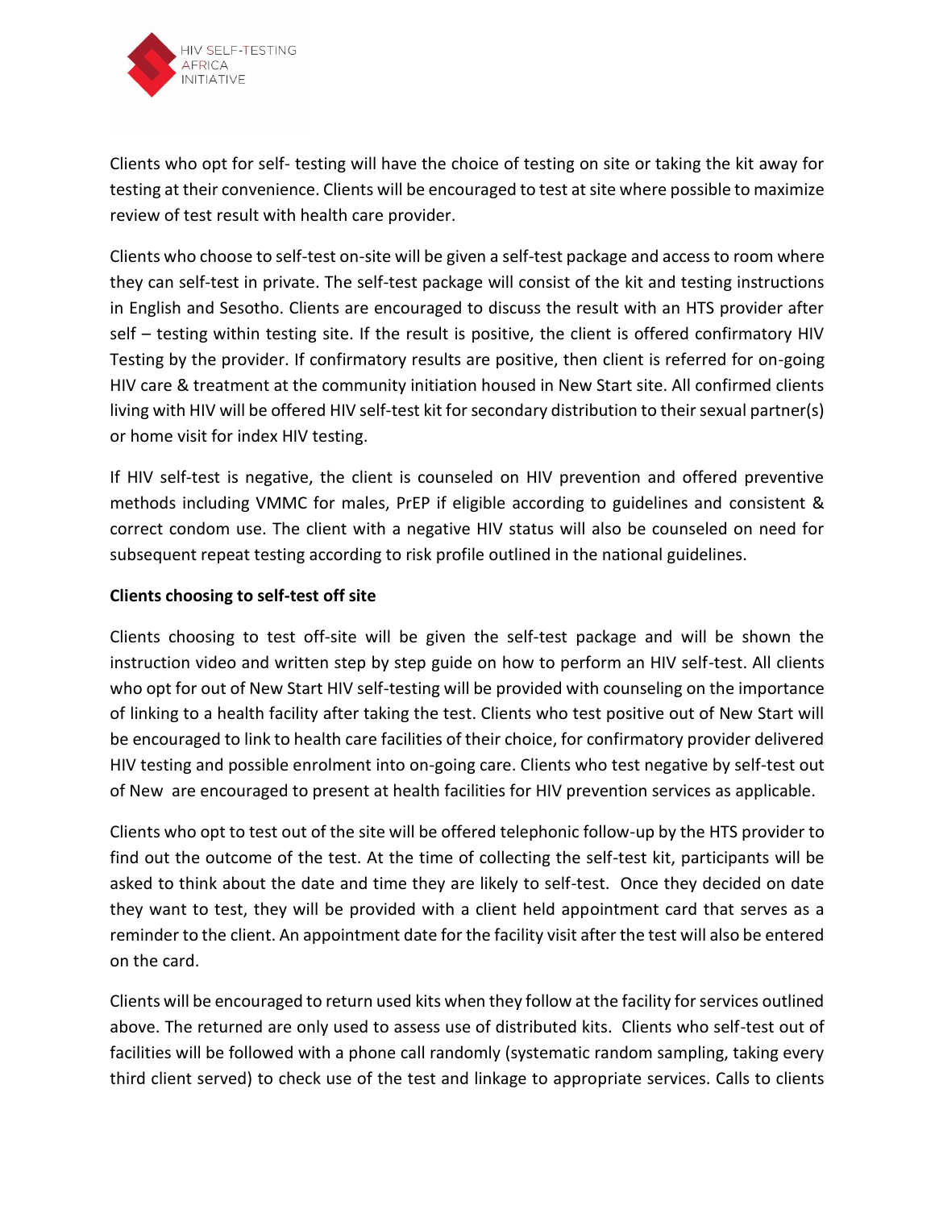Clients who opt for self- testing will have the choice of testing on site or taking the kit away for testing at their convenience. Clients will be encouraged to test at site where possible to maximize review of test result with health care provider.

Clients who choose to self-test on-site will be given a self-test package and access to room where they can self-test in private. The self-test package will consist of the kit and testing instructions in English and Sesotho. Clients are encouraged to discuss the result with an HTS provider after self – testing within testing site. If the result is positive, the client is offered confirmatory HIV Testing by the provider. If confirmatory results are positive, then client is referred for on-going HIV care & treatment at the community initiation housed in New Start site. All confirmed clients living with HIV will be offered HIV self-test kit for secondary distribution to their sexual partner(s) or home visit for index HIV testing.

If HIV self-test is negative, the client is counseled on HIV prevention and offered preventive methods including VMMC for males, PrEP if eligible according to guidelines and consistent & correct condom use. The client with a negative HIV status will also be counseled on need for subsequent repeat testing according to risk profile outlined in the national guidelines.

**Clients choosing to self-test off site**

Clients choosing to test off-site will be given the self-test package and will be shown the instruction video and written step by step guide on how to perform an HIV self-test. All clients who opt for out of New Start HIV self-testing will be provided with counseling on the importance of linking to a health facility after taking the test. Clients who test positive out of New Start will be encouraged to link to health care facilities of their choice, for confirmatory provider delivered HIV testing and possible enrolment into on-going care. Clients who test negative by self-test out of New are encouraged to present at health facilities for HIV prevention services as applicable.

Clients who opt to test out of the site will be offered telephonic follow-up by the HTS provider to find out the outcome of the test. At the time of collecting the self-test kit, participants will be asked to think about the date and time they are likely to self-test. Once they decided on date they want to test, they will be provided with a client held appointment card that serves as a reminder to the client. An appointment date for the facility visit after the test will also be entered on the card.

Clients will be encouraged to return used kits when they follow at the facility for services outlined above. The returned are only used to assess use of distributed kits. Clients who self-test out of facilities will be followed with a phone call randomly (systematic random sampling, taking every third client served) to check use of the test and linkage to appropriate services. Calls to clients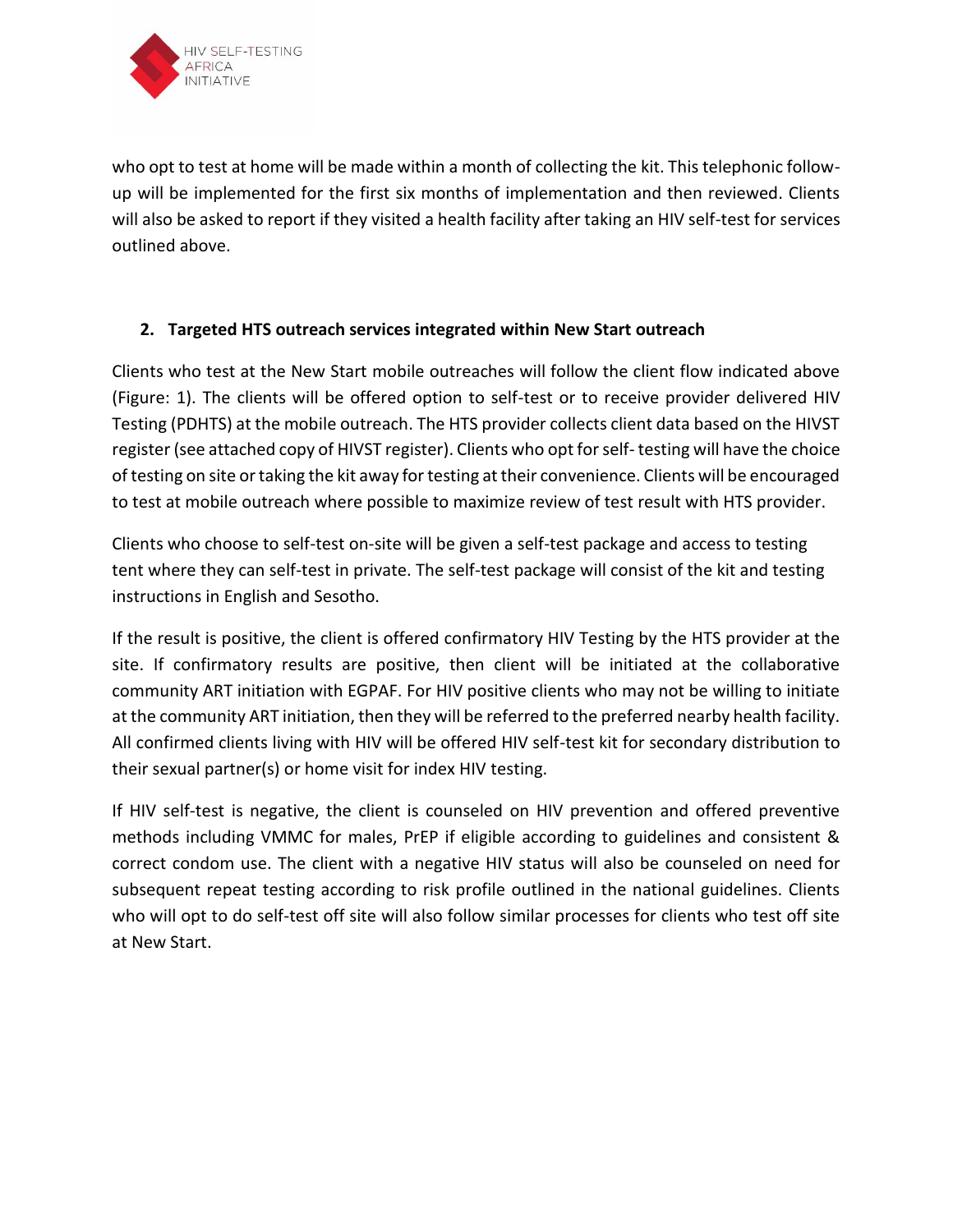who opt to test at home will be made within a month of collecting the kit. This telephonic follow-up will be implemented for the first six months of implementation and then reviewed. Clients will also be asked to report if they visited a health facility after taking an HIV self-test for services outlined above.

## 2. Targeted HTS outreach services integrated within New Start outreach

Clients who test at the New Start mobile outreaches will follow the client flow indicated above (Figure: 1). The clients will be offered option to self-test or to receive provider delivered HIV Testing (PDHTS) at the mobile outreach. The HTS provider collects client data based on the HIVST register (see attached copy of HIVST register). Clients who opt for self- testing will have the choice of testing on site or taking the kit away for testing at their convenience. Clients will be encouraged to test at mobile outreach where possible to maximize review of test result with HTS provider.

Clients who choose to self-test on-site will be given a self-test package and access to testing tent where they can self-test in private. The self-test package will consist of the kit and testing instructions in English and Sesotho.

If the result is positive, the client is offered confirmatory HIV Testing by the HTS provider at the site. If confirmatory results are positive, then client will be initiated at the collaborative community ART initiation with EGPAF. For HIV positive clients who may not be willing to initiate at the community ART initiation, then they will be referred to the preferred nearby health facility. All confirmed clients living with HIV will be offered HIV self-test kit for secondary distribution to their sexual partner(s) or home visit for index HIV testing.

If HIV self-test is negative, the client is counseled on HIV prevention and offered preventive methods including VMMC for males, PrEP if eligible according to guidelines and consistent & correct condom use. The client with a negative HIV status will also be counseled on need for subsequent repeat testing according to risk profile outlined in the national guidelines. Clients who will opt to do self-test off site will also follow similar processes for clients who test off site at New Start.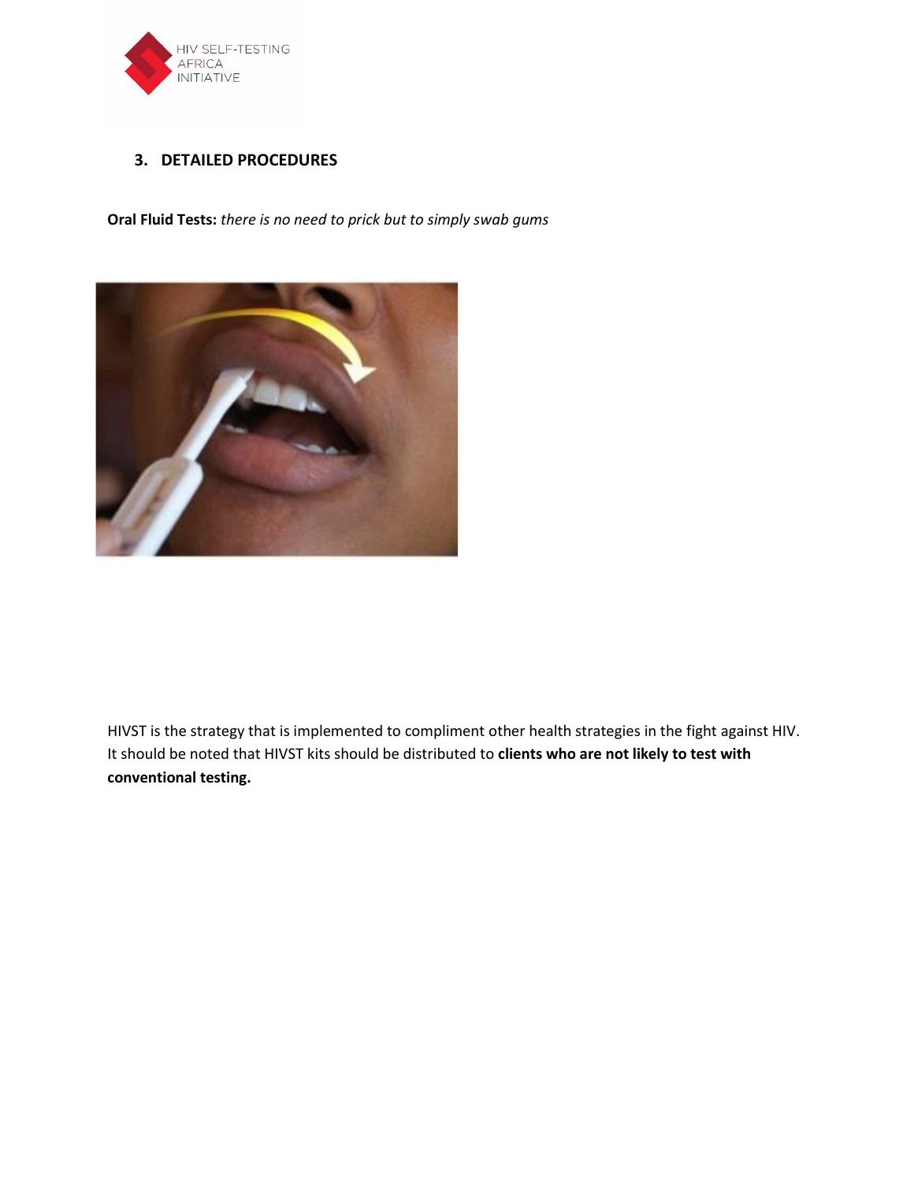## 3. DETAILED PROCEDURES

**Oral Fluid Tests:** *there is no need to prick but to simply swab gums*

HIVST is the strategy that is implemented to compliment other health strategies in the fight against HIV. It should be noted that HIVST kits should be distributed to **clients who are not likely to test with conventional testing.**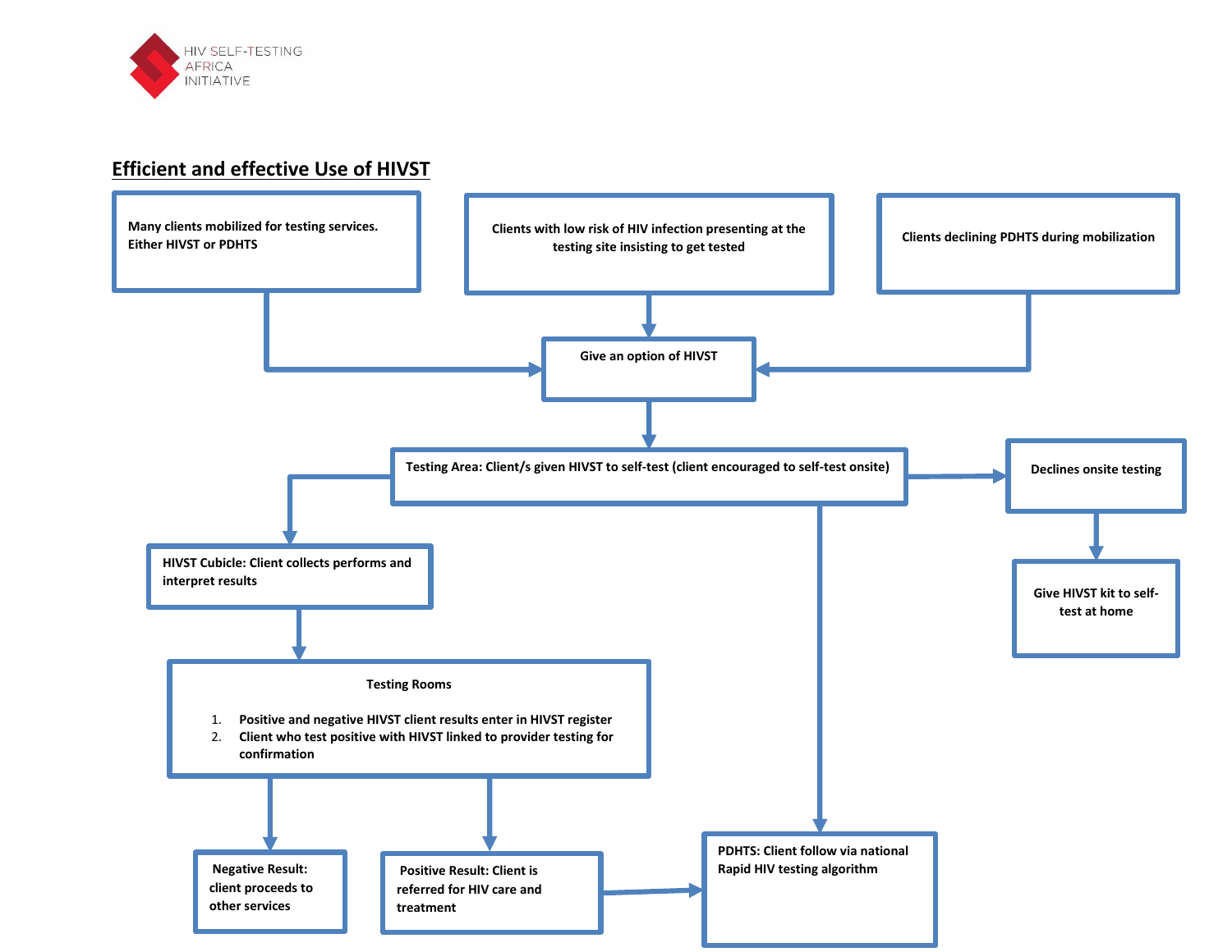HIV SELF-TESTING AFRICA INITIATIVE

## Efficient and effective Use of HIVST

Many clients mobilized for testing services. Either HIVST or PDHTS

Clients with low risk of HIV infection presenting at the testing site insisting to get tested

Clients declining PDHTS during mobilization

Give an option of HIVST

Testing Area: Client/s given HIVST to self-test (client encouraged to self-test onsite)

Declines onsite testing

Give HIVST kit to self-test at home

HIVST Cubicle: Client collects performs and interpret results

Testing Rooms

1. Positive and negative HIVST client results enter in HIVST register
2. Client who test positive with HIVST linked to provider testing for confirmation

Negative Result: client proceeds to other services

Positive Result: Client is referred for HIV care and treatment

PDHTS: Client follow via national Rapid HIV testing algorithm